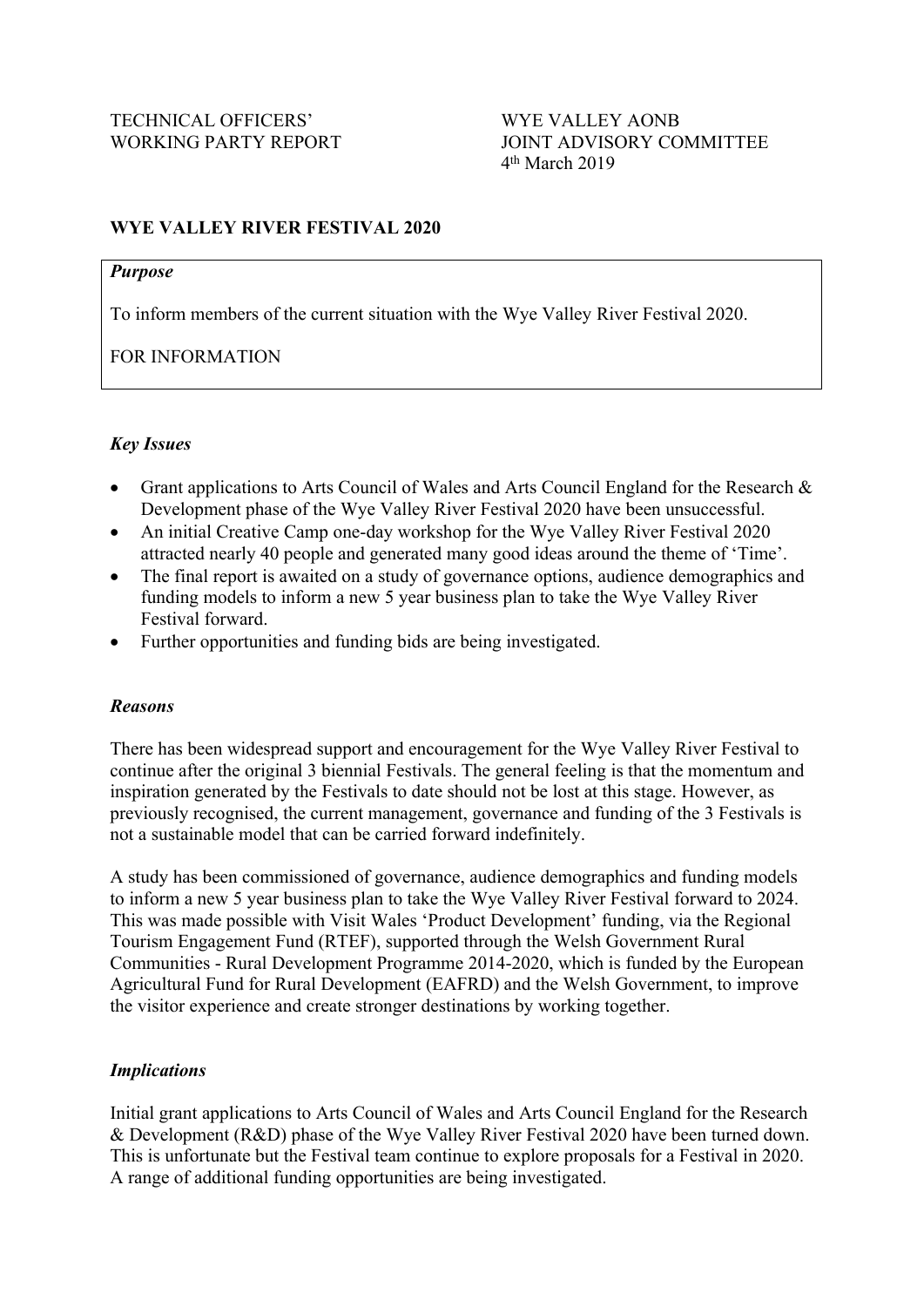TECHNICAL OFFICERS' WORKING PARTY REPORT

WYE VALLEY AONB JOINT ADVISORY COMMITTEE
4th March 2019

**WYE VALLEY RIVER FESTIVAL 2020**

***Purpose***

To inform members of the current situation with the Wye Valley River Festival 2020.

FOR INFORMATION

***Key Issues***

- Grant applications to Arts Council of Wales and Arts Council England for the Research & Development phase of the Wye Valley River Festival 2020 have been unsuccessful.
- An initial Creative Camp one-day workshop for the Wye Valley River Festival 2020 attracted nearly 40 people and generated many good ideas around the theme of 'Time'.
- The final report is awaited on a study of governance options, audience demographics and funding models to inform a new 5 year business plan to take the Wye Valley River Festival forward.
- Further opportunities and funding bids are being investigated.

***Reasons***

There has been widespread support and encouragement for the Wye Valley River Festival to continue after the original 3 biennial Festivals. The general feeling is that the momentum and inspiration generated by the Festivals to date should not be lost at this stage. However, as previously recognised, the current management, governance and funding of the 3 Festivals is not a sustainable model that can be carried forward indefinitely.

A study has been commissioned of governance, audience demographics and funding models to inform a new 5 year business plan to take the Wye Valley River Festival forward to 2024. This was made possible with Visit Wales 'Product Development' funding, via the Regional Tourism Engagement Fund (RTEF), supported through the Welsh Government Rural Communities - Rural Development Programme 2014-2020, which is funded by the European Agricultural Fund for Rural Development (EAFRD) and the Welsh Government, to improve the visitor experience and create stronger destinations by working together.

***Implications***

Initial grant applications to Arts Council of Wales and Arts Council England for the Research & Development (R&D) phase of the Wye Valley River Festival 2020 have been turned down. This is unfortunate but the Festival team continue to explore proposals for a Festival in 2020. A range of additional funding opportunities are being investigated.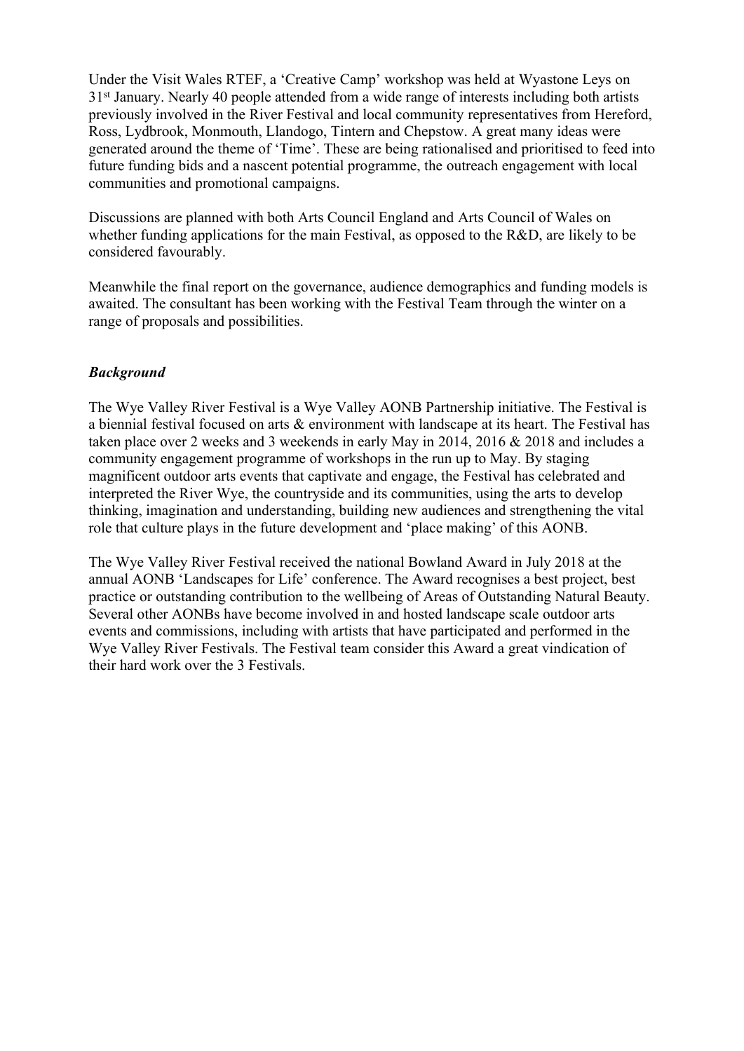Under the Visit Wales RTEF, a 'Creative Camp' workshop was held at Wyastone Leys on 31st January. Nearly 40 people attended from a wide range of interests including both artists previously involved in the River Festival and local community representatives from Hereford, Ross, Lydbrook, Monmouth, Llandogo, Tintern and Chepstow. A great many ideas were generated around the theme of 'Time'. These are being rationalised and prioritised to feed into future funding bids and a nascent potential programme, the outreach engagement with local communities and promotional campaigns.

Discussions are planned with both Arts Council England and Arts Council of Wales on whether funding applications for the main Festival, as opposed to the R&D, are likely to be considered favourably.

Meanwhile the final report on the governance, audience demographics and funding models is awaited. The consultant has been working with the Festival Team through the winter on a range of proposals and possibilities.

***Background***

The Wye Valley River Festival is a Wye Valley AONB Partnership initiative. The Festival is a biennial festival focused on arts & environment with landscape at its heart. The Festival has taken place over 2 weeks and 3 weekends in early May in 2014, 2016 & 2018 and includes a community engagement programme of workshops in the run up to May. By staging magnificent outdoor arts events that captivate and engage, the Festival has celebrated and interpreted the River Wye, the countryside and its communities, using the arts to develop thinking, imagination and understanding, building new audiences and strengthening the vital role that culture plays in the future development and 'place making' of this AONB.

The Wye Valley River Festival received the national Bowland Award in July 2018 at the annual AONB 'Landscapes for Life' conference. The Award recognises a best project, best practice or outstanding contribution to the wellbeing of Areas of Outstanding Natural Beauty. Several other AONBs have become involved in and hosted landscape scale outdoor arts events and commissions, including with artists that have participated and performed in the Wye Valley River Festivals. The Festival team consider this Award a great vindication of their hard work over the 3 Festivals.